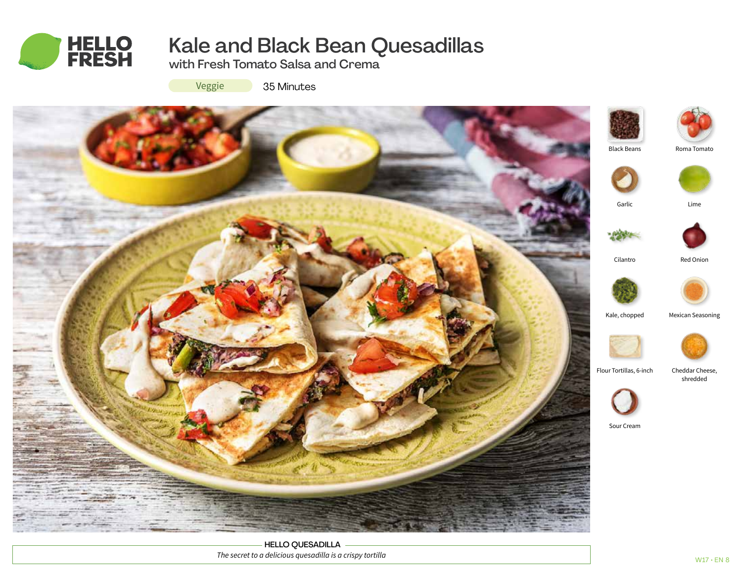# Kale and Black Bean Quesadillas

## with Fresh Tomato Salsa and Crema

Veggie | 35 Minutes

- Black Beans
- Roma Tomato
- Garlic
- Lime
- Cilantro
- Red Onion
- Kale, chopped
- Mexican Seasoning
- Flour Tortillas, 6-inch
- Cheddar Cheese, shredded
- Sour Cream

**HELLO QUESADILLA**

*The secret to a delicious quesadilla is a crispy tortilla*

W17 • EN 8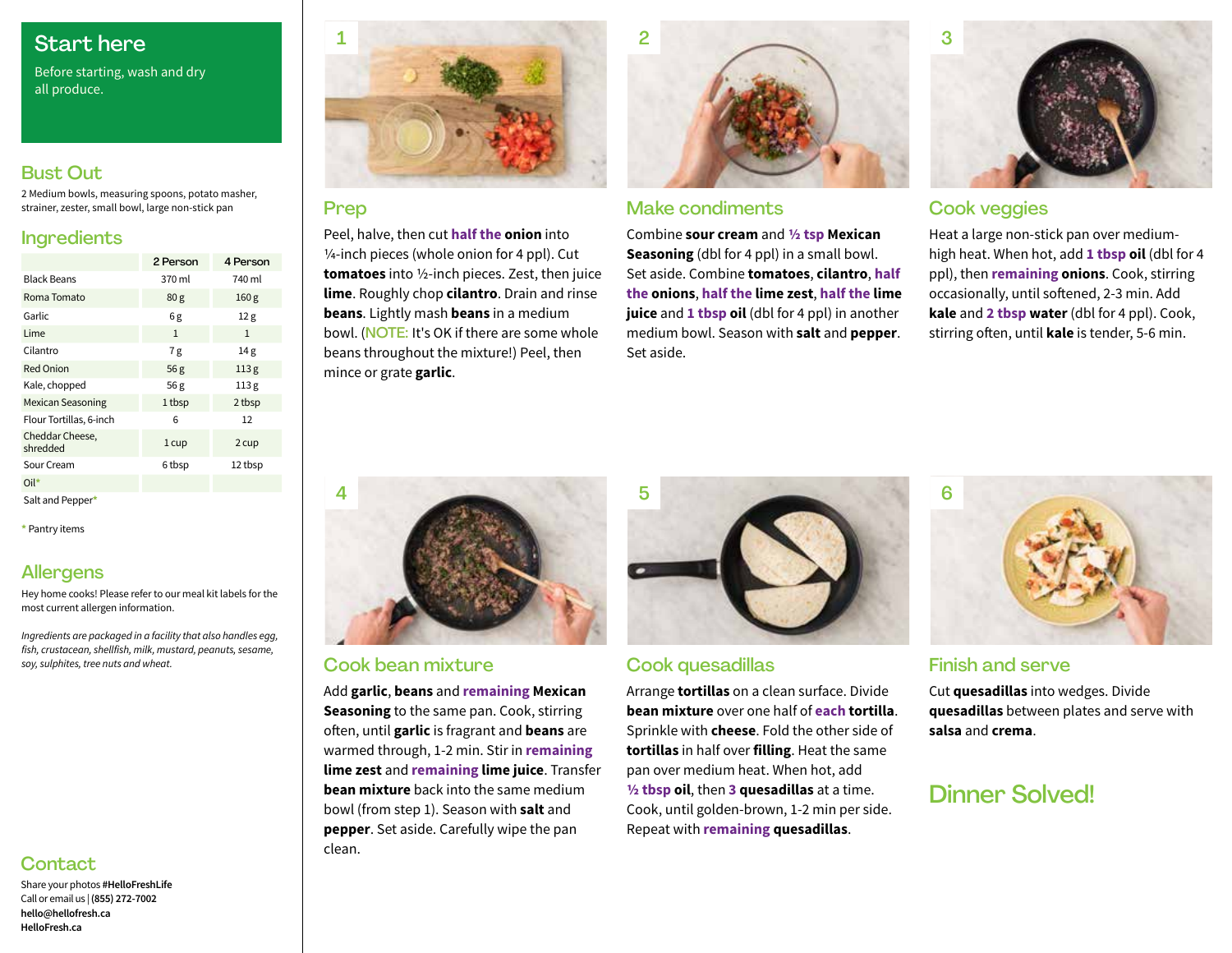## Start here

Before starting, wash and dry all produce.

## Bust Out

2 Medium bowls, measuring spoons, potato masher, strainer, zester, small bowl, large non-stick pan

## Ingredients

| | 2 Person | 4 Person |
|---|---|---|
| Black Beans | 370 ml | 740 ml |
| Roma Tomato | 80 g | 160 g |
| Garlic | 6 g | 12 g |
| Lime | 1 | 1 |
| Cilantro | 7 g | 14 g |
| Red Onion | 56 g | 113 g |
| Kale, chopped | 56 g | 113 g |
| Mexican Seasoning | 1 tbsp | 2 tbsp |
| Flour Tortillas, 6-inch | 6 | 12 |
| Cheddar Cheese, shredded | 1 cup | 2 cup |
| Sour Cream | 6 tbsp | 12 tbsp |
| Oil* | | |
| Salt and Pepper* | | |

\* Pantry items

## Allergens

Hey home cooks! Please refer to our meal kit labels for the most current allergen information.

*Ingredients are packaged in a facility that also handles egg, fish, crustacean, shellfish, milk, mustard, peanuts, sesame, soy, sulphites, tree nuts and wheat.*

## Contact

Share your photos **#HelloFreshLife**
Call or email us | **(855) 272-7002**
**hello@hellofresh.ca**
**HelloFresh.ca**

## 1 Prep

Peel, halve, then cut **half the onion** into ¼-inch pieces (whole onion for 4 ppl). Cut **tomatoes** into ½-inch pieces. Zest, then juice **lime**. Roughly chop **cilantro**. Drain and rinse **beans**. Lightly mash **beans** in a medium bowl. (NOTE: It's OK if there are some whole beans throughout the mixture!) Peel, then mince or grate **garlic**.

## 2 Make condiments

Combine **sour cream** and **½ tsp Mexican Seasoning** (dbl for 4 ppl) in a small bowl. Set aside. Combine **tomatoes**, **cilantro**, **half the onions**, **half the lime zest**, **half the lime juice** and **1 tbsp oil** (dbl for 4 ppl) in another medium bowl. Season with **salt** and **pepper**. Set aside.

## 3 Cook veggies

Heat a large non-stick pan over medium-high heat. When hot, add **1 tbsp oil** (dbl for 4 ppl), then **remaining onions**. Cook, stirring occasionally, until softened, 2-3 min. Add **kale** and **2 tbsp water** (dbl for 4 ppl). Cook, stirring often, until **kale** is tender, 5-6 min.

## 4 Cook bean mixture

Add **garlic**, **beans** and **remaining Mexican Seasoning** to the same pan. Cook, stirring often, until **garlic** is fragrant and **beans** are warmed through, 1-2 min. Stir in **remaining lime zest** and **remaining lime juice**. Transfer **bean mixture** back into the same medium bowl (from step 1). Season with **salt** and **pepper**. Set aside. Carefully wipe the pan clean.

## 5 Cook quesadillas

Arrange **tortillas** on a clean surface. Divide **bean mixture** over one half of **each tortilla**. Sprinkle with **cheese**. Fold the other side of **tortillas** in half over **filling**. Heat the same pan over medium heat. When hot, add **½ tbsp oil**, then **3 quesadillas** at a time. Cook, until golden-brown, 1-2 min per side. Repeat with **remaining quesadillas**.

## 6 Finish and serve

Cut **quesadillas** into wedges. Divide **quesadillas** between plates and serve with **salsa** and **crema**.

## Dinner Solved!